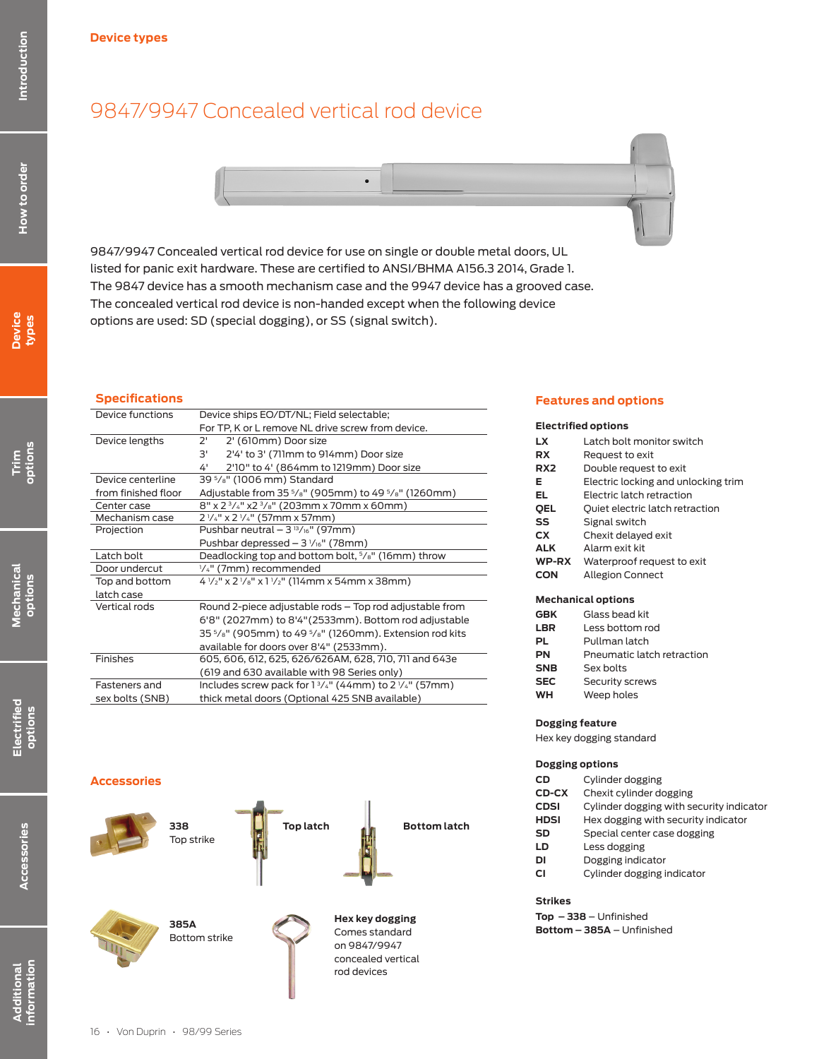Device types

# 9847/9947 Concealed vertical rod device

9847/9947 Concealed vertical rod device for use on single or double metal doors, UL listed for panic exit hardware. These are certified to ANSI/BHMA A156.3 2014, Grade 1. The 9847 device has a smooth mechanism case and the 9947 device has a grooved case. The concealed vertical rod device is non-handed except when the following device options are used: SD (special dogging), or SS (signal switch).

## Specifications

| | |
|---|---|
| Device functions | Device ships EO/DT/NL; Field selectable; For TP, K or L remove NL drive screw from device. |
| Device lengths | 2' 2' (610mm) Door size<br>3' 2'4' to 3' (711mm to 914mm) Door size<br>4' 2'10" to 4' (864mm to 1219mm) Door size |
| Device centerline from finished floor | 39 5/8" (1006 mm) Standard<br>Adjustable from 35 5/8" (905mm) to 49 5/8" (1260mm) |
| Center case | 8" x 2 3/4" x2 3/8" (203mm x 70mm x 60mm) |
| Mechanism case | 2 1/4" x 2 1/4" (57mm x 57mm) |
| Projection | Pushbar neutral – 3 13/16" (97mm)<br>Pushbar depressed – 3 1/16" (78mm) |
| Latch bolt | Deadlocking top and bottom bolt, 5/8" (16mm) throw |
| Door undercut | 1/4" (7mm) recommended |
| Top and bottom latch case | 4 1/2" x 2 1/8" x 1 1/2" (114mm x 54mm x 38mm) |
| Vertical rods | Round 2-piece adjustable rods – Top rod adjustable from 6'8" (2027mm) to 8'4"(2533mm). Bottom rod adjustable 35 5/8" (905mm) to 49 5/8" (1260mm). Extension rod kits available for doors over 8'4" (2533mm). |
| Finishes | 605, 606, 612, 625, 626/626AM, 628, 710, 711 and 643e (619 and 630 available with 98 Series only) |
| Fasteners and sex bolts (SNB) | Includes screw pack for 1 3/4" (44mm) to 2 1/4" (57mm) thick metal doors (Optional 425 SNB available) |

## Accessories

**338**
Top strike

**Top latch**

**Bottom latch**

**385A**
Bottom strike

**Hex key dogging**
Comes standard on 9847/9947 concealed vertical rod devices

## Features and options

### Electrified options

| | |
|---|---|
| **LX** | Latch bolt monitor switch |
| **RX** | Request to exit |
| **RX2** | Double request to exit |
| **E** | Electric locking and unlocking trim |
| **EL** | Electric latch retraction |
| **QEL** | Quiet electric latch retraction |
| **SS** | Signal switch |
| **CX** | Chexit delayed exit |
| **ALK** | Alarm exit kit |
| **WP-RX** | Waterproof request to exit |
| **CON** | Allegion Connect |

### Mechanical options

| | |
|---|---|
| **GBK** | Glass bead kit |
| **LBR** | Less bottom rod |
| **PL** | Pullman latch |
| **PN** | Pneumatic latch retraction |
| **SNB** | Sex bolts |
| **SEC** | Security screws |
| **WH** | Weep holes |

### Dogging feature

Hex key dogging standard

### Dogging options

| | |
|---|---|
| **CD** | Cylinder dogging |
| **CD-CX** | Chexit cylinder dogging |
| **CDSI** | Cylinder dogging with security indicator |
| **HDSI** | Hex dogging with security indicator |
| **SD** | Special center case dogging |
| **LD** | Less dogging |
| **DI** | Dogging indicator |
| **CI** | Cylinder dogging indicator |

### Strikes

**Top – 338** – Unfinished
**Bottom – 385A** – Unfinished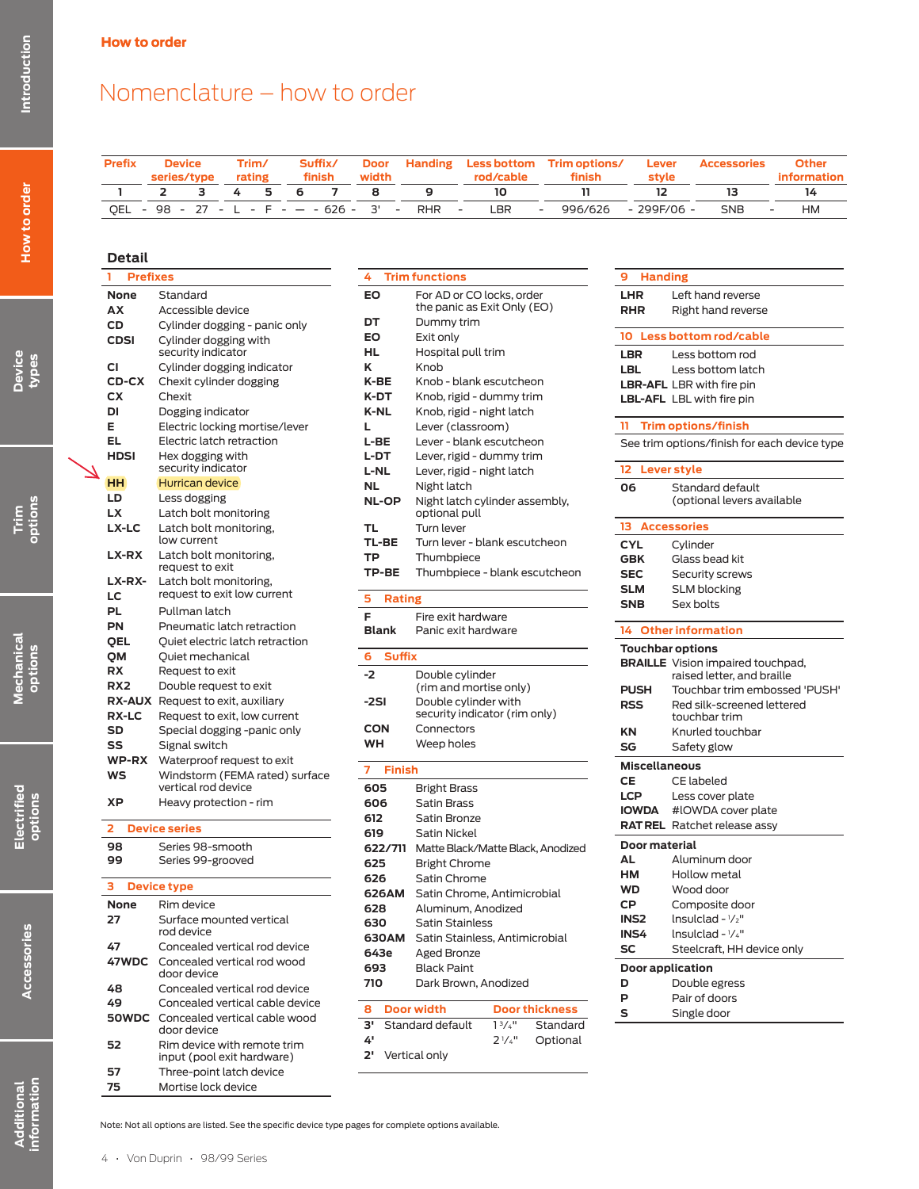How to order

# Nomenclature – how to order

| Prefix | Device series/type | | Trim/ rating | | Suffix/ finish | | Door width | Handing | Less bottom rod/cable | Trim options/ finish | Lever style | Accessories | Other information |
|---|---|---|---|---|---|---|---|---|---|---|---|---|---|
| 1 | 2 | 3 | 4 | 5 | 6 | 7 | 8 | 9 | 10 | 11 | 12 | 13 | 14 |
| QEL - | 98 - | 27 - | L - | F - | — - | 626 - | 3' - | RHR - | LBR - | 996/626 - | 299F/06 - | SNB - | HM |

## Detail

### 1 Prefixes

| | |
|---|---|
| None | Standard |
| AX | Accessible device |
| CD | Cylinder dogging - panic only |
| CDSI | Cylinder dogging with security indicator |
| CI | Cylinder dogging indicator |
| CD-CX | Chexit cylinder dogging |
| CX | Chexit |
| DI | Dogging indicator |
| E | Electric locking mortise/lever |
| EL | Electric latch retraction |
| HDSI | Hex dogging with security indicator |
| HH | Hurrican device |
| LD | Less dogging |
| LX | Latch bolt monitoring |
| LX-LC | Latch bolt monitoring, low current |
| LX-RX | Latch bolt monitoring, request to exit |
| LX-RX-LC | Latch bolt monitoring, request to exit low current |
| PL | Pullman latch |
| PN | Pneumatic latch retraction |
| QEL | Quiet electric latch retraction |
| QM | Quiet mechanical |
| RX | Request to exit |
| RX2 | Double request to exit |
| RX-AUX | Request to exit, auxiliary |
| RX-LC | Request to exit, low current |
| SD | Special dogging -panic only |
| SS | Signal switch |
| WP-RX | Waterproof request to exit |
| WS | Windstorm (FEMA rated) surface vertical rod device |
| XP | Heavy protection - rim |

### 2 Device series

| | |
|---|---|
| 98 | Series 98-smooth |
| 99 | Series 99-grooved |

### 3 Device type

| | |
|---|---|
| None | Rim device |
| 27 | Surface mounted vertical rod device |
| 47 | Concealed vertical rod device |
| 47WDC | Concealed vertical rod wood door device |
| 48 | Concealed vertical rod device |
| 49 | Concealed vertical cable device |
| 50WDC | Concealed vertical cable wood door device |
| 52 | Rim device with remote trim input (pool exit hardware) |
| 57 | Three-point latch device |
| 75 | Mortise lock device |

### 4 Trim functions

| | |
|---|---|
| EO | For AD or CO locks, order the panic as Exit Only (EO) |
| DT | Dummy trim |
| EO | Exit only |
| HL | Hospital pull trim |
| K | Knob |
| K-BE | Knob - blank escutcheon |
| K-DT | Knob, rigid - dummy trim |
| K-NL | Knob, rigid - night latch |
| L | Lever (classroom) |
| L-BE | Lever - blank escutcheon |
| L-DT | Lever, rigid - dummy trim |
| L-NL | Lever, rigid - night latch |
| NL | Night latch |
| NL-OP | Night latch cylinder assembly, optional pull |
| TL | Turn lever |
| TL-BE | Turn lever - blank escutcheon |
| TP | Thumbpiece |
| TP-BE | Thumbpiece - blank escutcheon |

### 5 Rating

| | |
|---|---|
| F | Fire exit hardware |
| Blank | Panic exit hardware |

### 6 Suffix

| | |
|---|---|
| -2 | Double cylinder (rim and mortise only) |
| -2SI | Double cylinder with security indicator (rim only) |
| CON | Connectors |
| WH | Weep holes |

### 7 Finish

| | |
|---|---|
| 605 | Bright Brass |
| 606 | Satin Brass |
| 612 | Satin Bronze |
| 619 | Satin Nickel |
| 622/711 | Matte Black/Matte Black, Anodized |
| 625 | Bright Chrome |
| 626 | Satin Chrome |
| 626AM | Satin Chrome, Antimicrobial |
| 628 | Aluminum, Anodized |
| 630 | Satin Stainless |
| 630AM | Satin Stainless, Antimicrobial |
| 643e | Aged Bronze |
| 693 | Black Paint |
| 710 | Dark Brown, Anodized |

### 8 Door width / Door thickness

| Door width | | Door thickness | |
|---|---|---|---|
| 3' | Standard default | 1 3/4" | Standard |
| 4' | | 2 1/4" | Optional |
| 2' | Vertical only | | |

### 9 Handing

| | |
|---|---|
| LHR | Left hand reverse |
| RHR | Right hand reverse |

### 10 Less bottom rod/cable

| | |
|---|---|
| LBR | Less bottom rod |
| LBL | Less bottom latch |
| LBR-AFL | LBR with fire pin |
| LBL-AFL | LBL with fire pin |

### 11 Trim options/finish

See trim options/finish for each device type

### 12 Lever style

| | |
|---|---|
| 06 | Standard default (optional levers available |

### 13 Accessories

| | |
|---|---|
| CYL | Cylinder |
| GBK | Glass bead kit |
| SEC | Security screws |
| SLM | SLM blocking |
| SNB | Sex bolts |

### 14 Other information

**Touchbar options**

| | |
|---|---|
| BRAILLE | Vision impaired touchpad, raised letter, and braille |
| PUSH | Touchbar trim embossed 'PUSH' |
| RSS | Red silk-screened lettered touchbar trim |
| KN | Knurled touchbar |
| SG | Safety glow |

**Miscellaneous**

| | |
|---|---|
| CE | CE labeled |
| LCP | Less cover plate |
| IOWDA | #IOWDA cover plate |
| RAT REL | Ratchet release assy |

**Door material**

| | |
|---|---|
| AL | Aluminum door |
| HM | Hollow metal |
| WD | Wood door |
| CP | Composite door |
| INS2 | Insulclad - 1/2" |
| INS4 | Insulclad - 1/4" |
| SC | Steelcraft, HH device only |

**Door application**

| | |
|---|---|
| D | Double egress |
| P | Pair of doors |
| S | Single door |

Note: Not all options are listed. See the specific device type pages for complete options available.